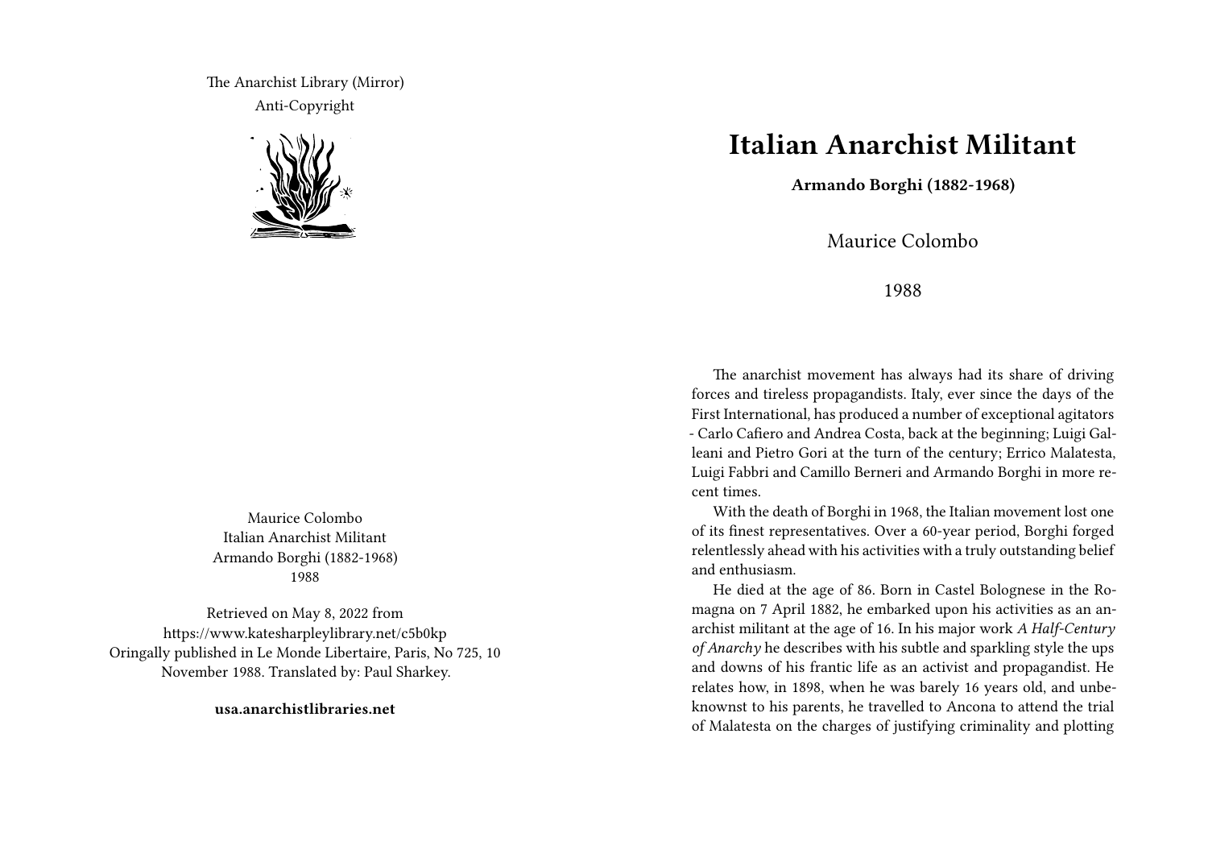The Anarchist Library (Mirror)
Anti-Copyright

Maurice Colombo
Italian Anarchist Militant
Armando Borghi (1882-1968)
1988

Retrieved on May 8, 2022 from https://www.katesharpleylibrary.net/c5b0kp
Oringally published in Le Monde Libertaire, Paris, No 725, 10 November 1988. Translated by: Paul Sharkey.

**usa.anarchistlibraries.net**

# Italian Anarchist Militant

**Armando Borghi (1882-1968)**

Maurice Colombo

1988

The anarchist movement has always had its share of driving forces and tireless propagandists. Italy, ever since the days of the First International, has produced a number of exceptional agitators - Carlo Cafiero and Andrea Costa, back at the beginning; Luigi Galleani and Pietro Gori at the turn of the century; Errico Malatesta, Luigi Fabbri and Camillo Berneri and Armando Borghi in more recent times.

With the death of Borghi in 1968, the Italian movement lost one of its finest representatives. Over a 60-year period, Borghi forged relentlessly ahead with his activities with a truly outstanding belief and enthusiasm.

He died at the age of 86. Born in Castel Bolognese in the Romagna on 7 April 1882, he embarked upon his activities as an anarchist militant at the age of 16. In his major work *A Half-Century of Anarchy* he describes with his subtle and sparkling style the ups and downs of his frantic life as an activist and propagandist. He relates how, in 1898, when he was barely 16 years old, and unbeknownst to his parents, he travelled to Ancona to attend the trial of Malatesta on the charges of justifying criminality and plotting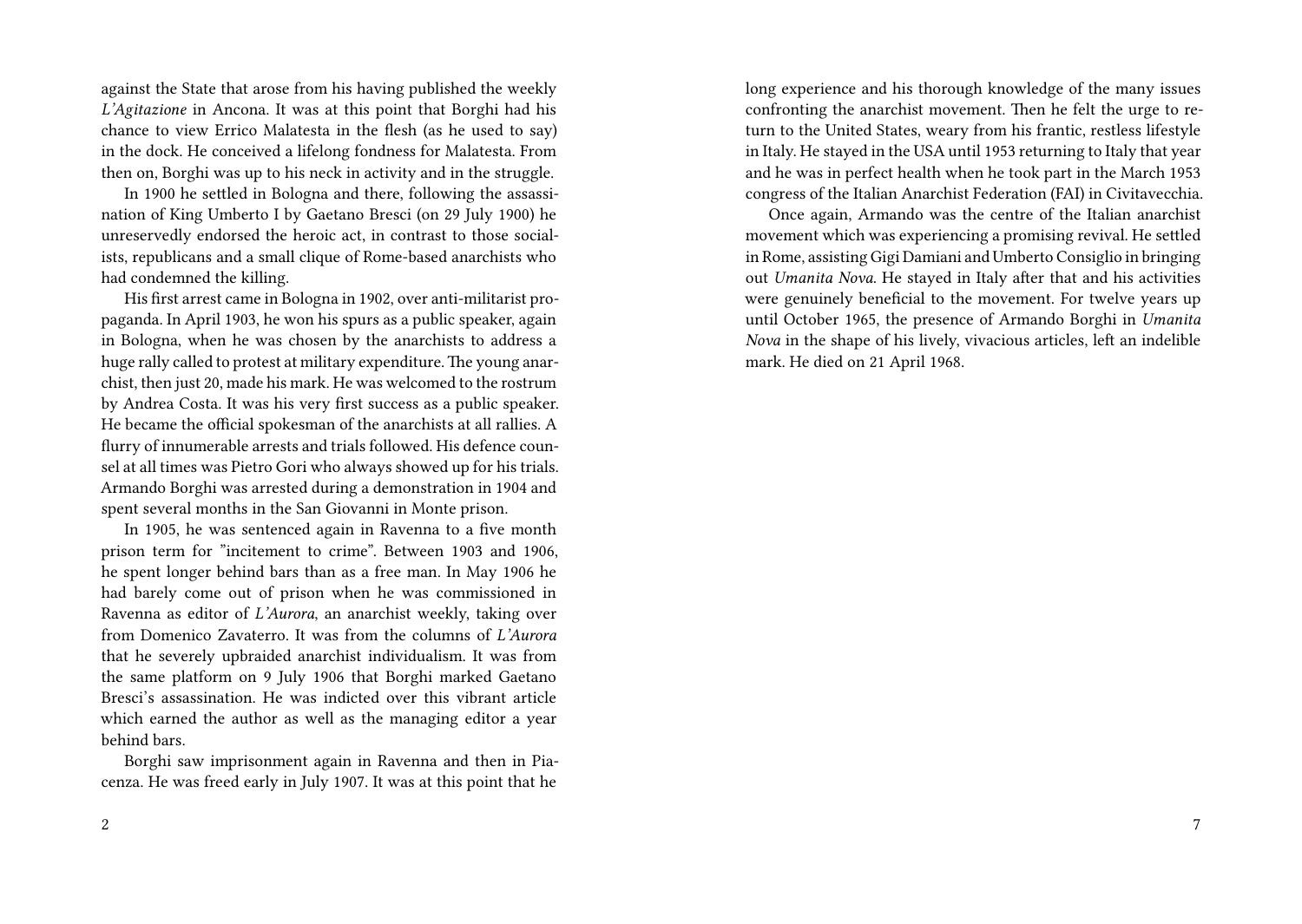against the State that arose from his having published the weekly *L'Agitazione* in Ancona. It was at this point that Borghi had his chance to view Errico Malatesta in the flesh (as he used to say) in the dock. He conceived a lifelong fondness for Malatesta. From then on, Borghi was up to his neck in activity and in the struggle.

In 1900 he settled in Bologna and there, following the assassination of King Umberto I by Gaetano Bresci (on 29 July 1900) he unreservedly endorsed the heroic act, in contrast to those socialists, republicans and a small clique of Rome-based anarchists who had condemned the killing.

His first arrest came in Bologna in 1902, over anti-militarist propaganda. In April 1903, he won his spurs as a public speaker, again in Bologna, when he was chosen by the anarchists to address a huge rally called to protest at military expenditure. The young anarchist, then just 20, made his mark. He was welcomed to the rostrum by Andrea Costa. It was his very first success as a public speaker. He became the official spokesman of the anarchists at all rallies. A flurry of innumerable arrests and trials followed. His defence counsel at all times was Pietro Gori who always showed up for his trials. Armando Borghi was arrested during a demonstration in 1904 and spent several months in the San Giovanni in Monte prison.

In 1905, he was sentenced again in Ravenna to a five month prison term for "incitement to crime". Between 1903 and 1906, he spent longer behind bars than as a free man. In May 1906 he had barely come out of prison when he was commissioned in Ravenna as editor of *L'Aurora*, an anarchist weekly, taking over from Domenico Zavaterro. It was from the columns of *L'Aurora* that he severely upbraided anarchist individualism. It was from the same platform on 9 July 1906 that Borghi marked Gaetano Bresci's assassination. He was indicted over this vibrant article which earned the author as well as the managing editor a year behind bars.

Borghi saw imprisonment again in Ravenna and then in Piacenza. He was freed early in July 1907. It was at this point that he

long experience and his thorough knowledge of the many issues confronting the anarchist movement. Then he felt the urge to return to the United States, weary from his frantic, restless lifestyle in Italy. He stayed in the USA until 1953 returning to Italy that year and he was in perfect health when he took part in the March 1953 congress of the Italian Anarchist Federation (FAI) in Civitavecchia.

Once again, Armando was the centre of the Italian anarchist movement which was experiencing a promising revival. He settled in Rome, assisting Gigi Damiani and Umberto Consiglio in bringing out *Umanita Nova*. He stayed in Italy after that and his activities were genuinely beneficial to the movement. For twelve years up until October 1965, the presence of Armando Borghi in *Umanita Nova* in the shape of his lively, vivacious articles, left an indelible mark. He died on 21 April 1968.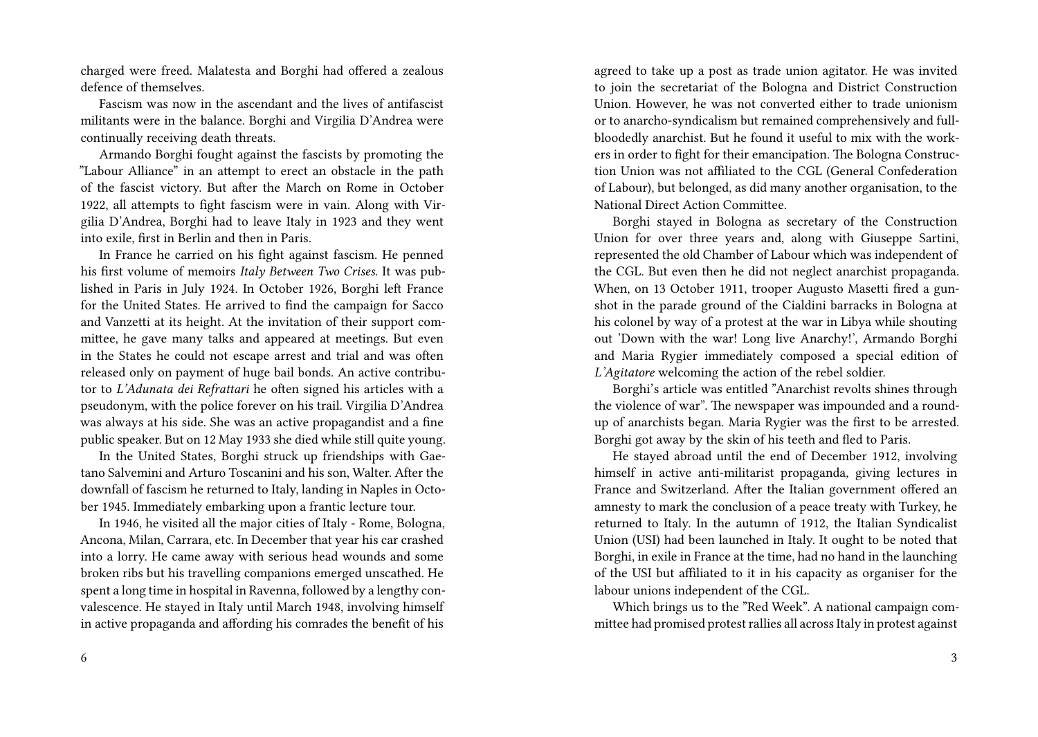charged were freed. Malatesta and Borghi had offered a zealous defence of themselves.

Fascism was now in the ascendant and the lives of antifascist militants were in the balance. Borghi and Virgilia D'Andrea were continually receiving death threats.

Armando Borghi fought against the fascists by promoting the "Labour Alliance" in an attempt to erect an obstacle in the path of the fascist victory. But after the March on Rome in October 1922, all attempts to fight fascism were in vain. Along with Virgilia D'Andrea, Borghi had to leave Italy in 1923 and they went into exile, first in Berlin and then in Paris.

In France he carried on his fight against fascism. He penned his first volume of memoirs *Italy Between Two Crises*. It was published in Paris in July 1924. In October 1926, Borghi left France for the United States. He arrived to find the campaign for Sacco and Vanzetti at its height. At the invitation of their support committee, he gave many talks and appeared at meetings. But even in the States he could not escape arrest and trial and was often released only on payment of huge bail bonds. An active contributor to *L'Adunata dei Refrattari* he often signed his articles with a pseudonym, with the police forever on his trail. Virgilia D'Andrea was always at his side. She was an active propagandist and a fine public speaker. But on 12 May 1933 she died while still quite young.

In the United States, Borghi struck up friendships with Gaetano Salvemini and Arturo Toscanini and his son, Walter. After the downfall of fascism he returned to Italy, landing in Naples in October 1945. Immediately embarking upon a frantic lecture tour.

In 1946, he visited all the major cities of Italy - Rome, Bologna, Ancona, Milan, Carrara, etc. In December that year his car crashed into a lorry. He came away with serious head wounds and some broken ribs but his travelling companions emerged unscathed. He spent a long time in hospital in Ravenna, followed by a lengthy convalescence. He stayed in Italy until March 1948, involving himself in active propaganda and affording his comrades the benefit of his

agreed to take up a post as trade union agitator. He was invited to join the secretariat of the Bologna and District Construction Union. However, he was not converted either to trade unionism or to anarcho-syndicalism but remained comprehensively and full-bloodedly anarchist. But he found it useful to mix with the workers in order to fight for their emancipation. The Bologna Construction Union was not affiliated to the CGL (General Confederation of Labour), but belonged, as did many another organisation, to the National Direct Action Committee.

Borghi stayed in Bologna as secretary of the Construction Union for over three years and, along with Giuseppe Sartini, represented the old Chamber of Labour which was independent of the CGL. But even then he did not neglect anarchist propaganda. When, on 13 October 1911, trooper Augusto Masetti fired a gunshot in the parade ground of the Cialdini barracks in Bologna at his colonel by way of a protest at the war in Libya while shouting out 'Down with the war! Long live Anarchy!', Armando Borghi and Maria Rygier immediately composed a special edition of *L'Agitatore* welcoming the action of the rebel soldier.

Borghi's article was entitled "Anarchist revolts shines through the violence of war". The newspaper was impounded and a round-up of anarchists began. Maria Rygier was the first to be arrested. Borghi got away by the skin of his teeth and fled to Paris.

He stayed abroad until the end of December 1912, involving himself in active anti-militarist propaganda, giving lectures in France and Switzerland. After the Italian government offered an amnesty to mark the conclusion of a peace treaty with Turkey, he returned to Italy. In the autumn of 1912, the Italian Syndicalist Union (USI) had been launched in Italy. It ought to be noted that Borghi, in exile in France at the time, had no hand in the launching of the USI but affiliated to it in his capacity as organiser for the labour unions independent of the CGL.

Which brings us to the "Red Week". A national campaign committee had promised protest rallies all across Italy in protest against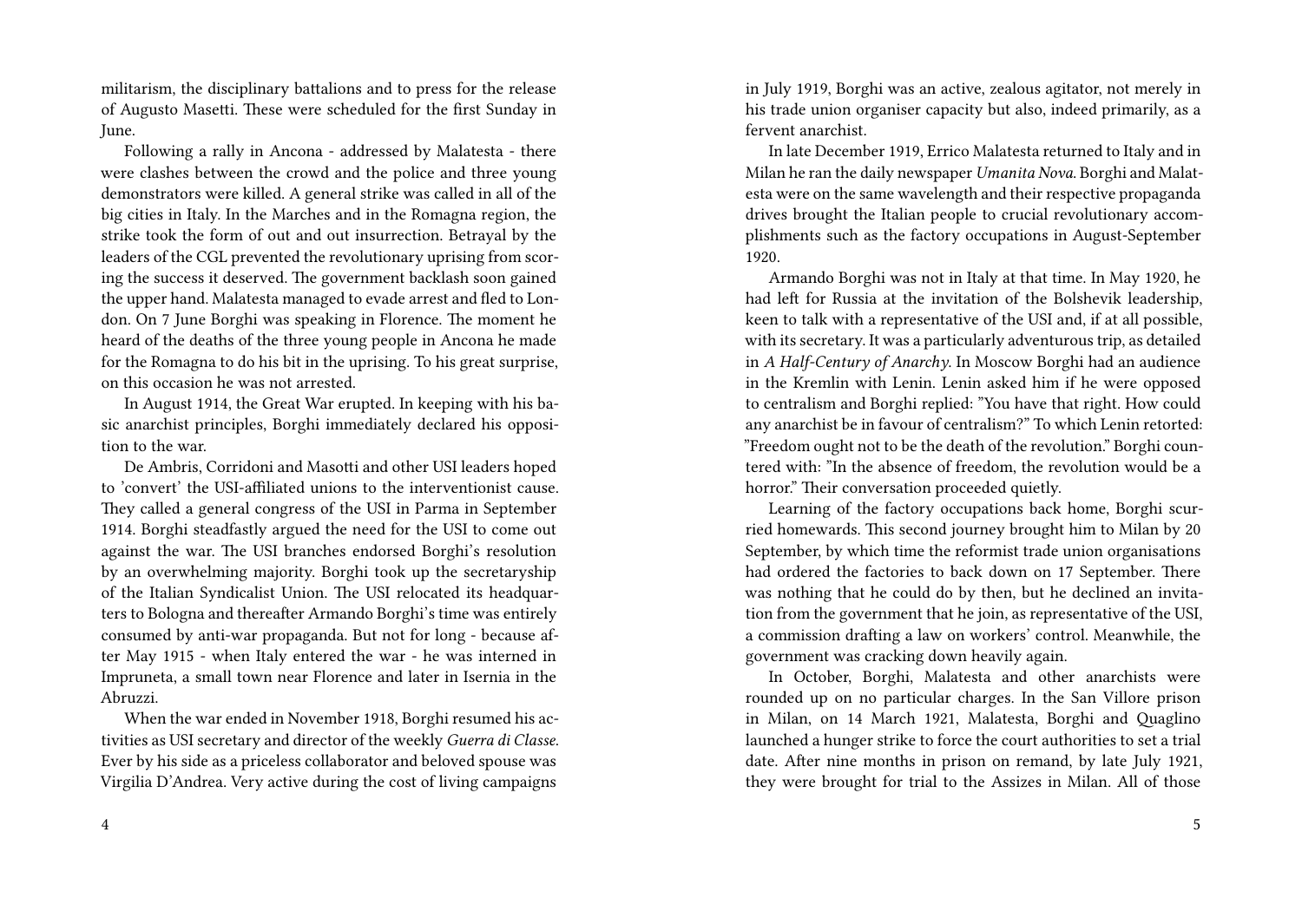militarism, the disciplinary battalions and to press for the release of Augusto Masetti. These were scheduled for the first Sunday in June.

Following a rally in Ancona - addressed by Malatesta - there were clashes between the crowd and the police and three young demonstrators were killed. A general strike was called in all of the big cities in Italy. In the Marches and in the Romagna region, the strike took the form of out and out insurrection. Betrayal by the leaders of the CGL prevented the revolutionary uprising from scoring the success it deserved. The government backlash soon gained the upper hand. Malatesta managed to evade arrest and fled to London. On 7 June Borghi was speaking in Florence. The moment he heard of the deaths of the three young people in Ancona he made for the Romagna to do his bit in the uprising. To his great surprise, on this occasion he was not arrested.

In August 1914, the Great War erupted. In keeping with his basic anarchist principles, Borghi immediately declared his opposition to the war.

De Ambris, Corridoni and Masotti and other USI leaders hoped to 'convert' the USI-affiliated unions to the interventionist cause. They called a general congress of the USI in Parma in September 1914. Borghi steadfastly argued the need for the USI to come out against the war. The USI branches endorsed Borghi's resolution by an overwhelming majority. Borghi took up the secretaryship of the Italian Syndicalist Union. The USI relocated its headquarters to Bologna and thereafter Armando Borghi's time was entirely consumed by anti-war propaganda. But not for long - because after May 1915 - when Italy entered the war - he was interned in Impruneta, a small town near Florence and later in Isernia in the Abruzzi.

When the war ended in November 1918, Borghi resumed his activities as USI secretary and director of the weekly *Guerra di Classe*. Ever by his side as a priceless collaborator and beloved spouse was Virgilia D'Andrea. Very active during the cost of living campaigns in July 1919, Borghi was an active, zealous agitator, not merely in his trade union organiser capacity but also, indeed primarily, as a fervent anarchist.

In late December 1919, Errico Malatesta returned to Italy and in Milan he ran the daily newspaper *Umanita Nova*. Borghi and Malatesta were on the same wavelength and their respective propaganda drives brought the Italian people to crucial revolutionary accomplishments such as the factory occupations in August-September 1920.

Armando Borghi was not in Italy at that time. In May 1920, he had left for Russia at the invitation of the Bolshevik leadership, keen to talk with a representative of the USI and, if at all possible, with its secretary. It was a particularly adventurous trip, as detailed in *A Half-Century of Anarchy*. In Moscow Borghi had an audience in the Kremlin with Lenin. Lenin asked him if he were opposed to centralism and Borghi replied: "You have that right. How could any anarchist be in favour of centralism?" To which Lenin retorted: "Freedom ought not to be the death of the revolution." Borghi countered with: "In the absence of freedom, the revolution would be a horror." Their conversation proceeded quietly.

Learning of the factory occupations back home, Borghi scurried homewards. This second journey brought him to Milan by 20 September, by which time the reformist trade union organisations had ordered the factories to back down on 17 September. There was nothing that he could do by then, but he declined an invitation from the government that he join, as representative of the USI, a commission drafting a law on workers' control. Meanwhile, the government was cracking down heavily again.

In October, Borghi, Malatesta and other anarchists were rounded up on no particular charges. In the San Villore prison in Milan, on 14 March 1921, Malatesta, Borghi and Quaglino launched a hunger strike to force the court authorities to set a trial date. After nine months in prison on remand, by late July 1921, they were brought for trial to the Assizes in Milan. All of those